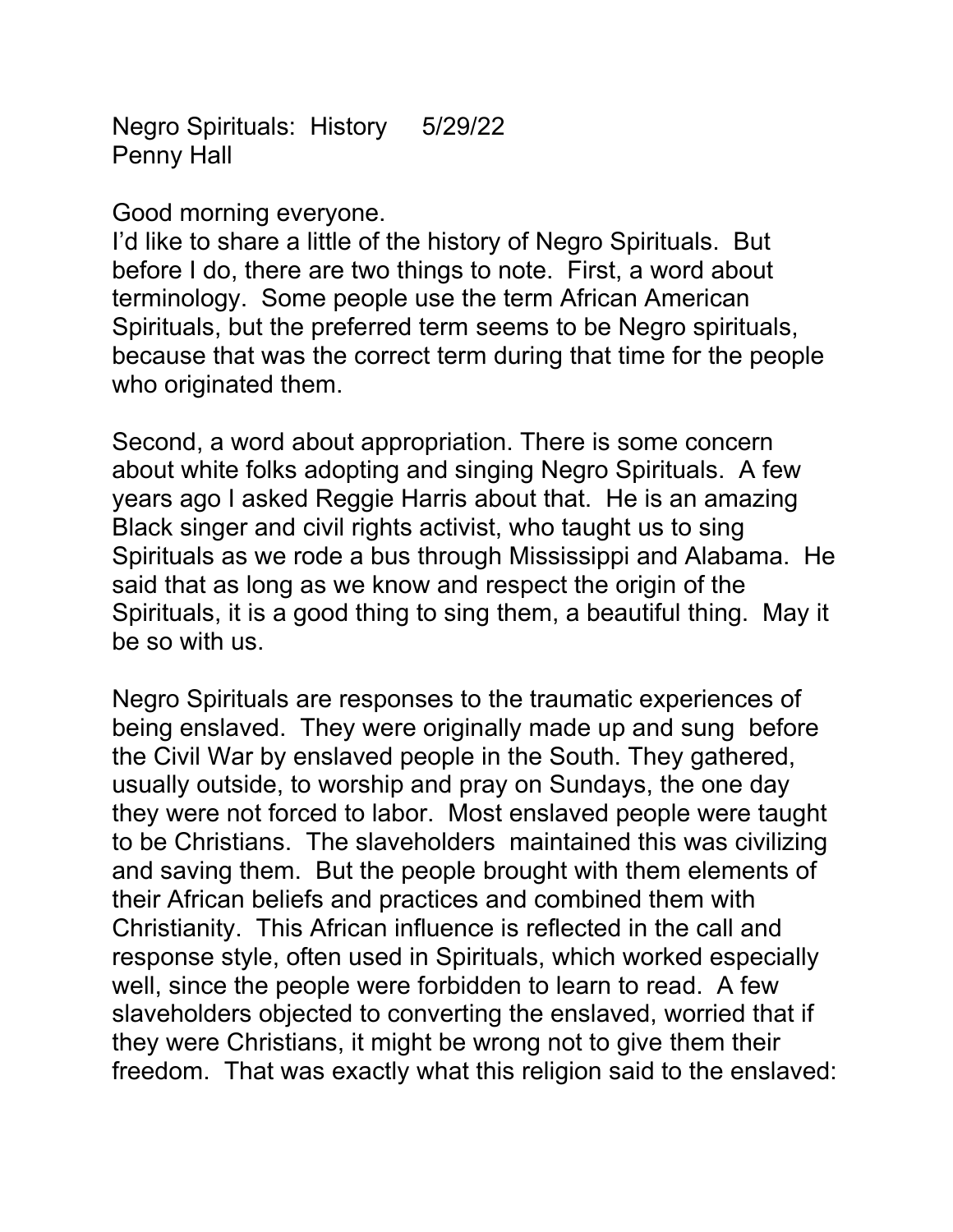Negro Spirituals: History 5/29/22
Penny Hall

Good morning everyone.
I'd like to share a little of the history of Negro Spirituals. But before I do, there are two things to note. First, a word about terminology. Some people use the term African American Spirituals, but the preferred term seems to be Negro spirituals, because that was the correct term during that time for the people who originated them.

Second, a word about appropriation. There is some concern about white folks adopting and singing Negro Spirituals. A few years ago I asked Reggie Harris about that. He is an amazing Black singer and civil rights activist, who taught us to sing Spirituals as we rode a bus through Mississippi and Alabama. He said that as long as we know and respect the origin of the Spirituals, it is a good thing to sing them, a beautiful thing. May it be so with us.

Negro Spirituals are responses to the traumatic experiences of being enslaved. They were originally made up and sung before the Civil War by enslaved people in the South. They gathered, usually outside, to worship and pray on Sundays, the one day they were not forced to labor. Most enslaved people were taught to be Christians. The slaveholders maintained this was civilizing and saving them. But the people brought with them elements of their African beliefs and practices and combined them with Christianity. This African influence is reflected in the call and response style, often used in Spirituals, which worked especially well, since the people were forbidden to learn to read. A few slaveholders objected to converting the enslaved, worried that if they were Christians, it might be wrong not to give them their freedom. That was exactly what this religion said to the enslaved: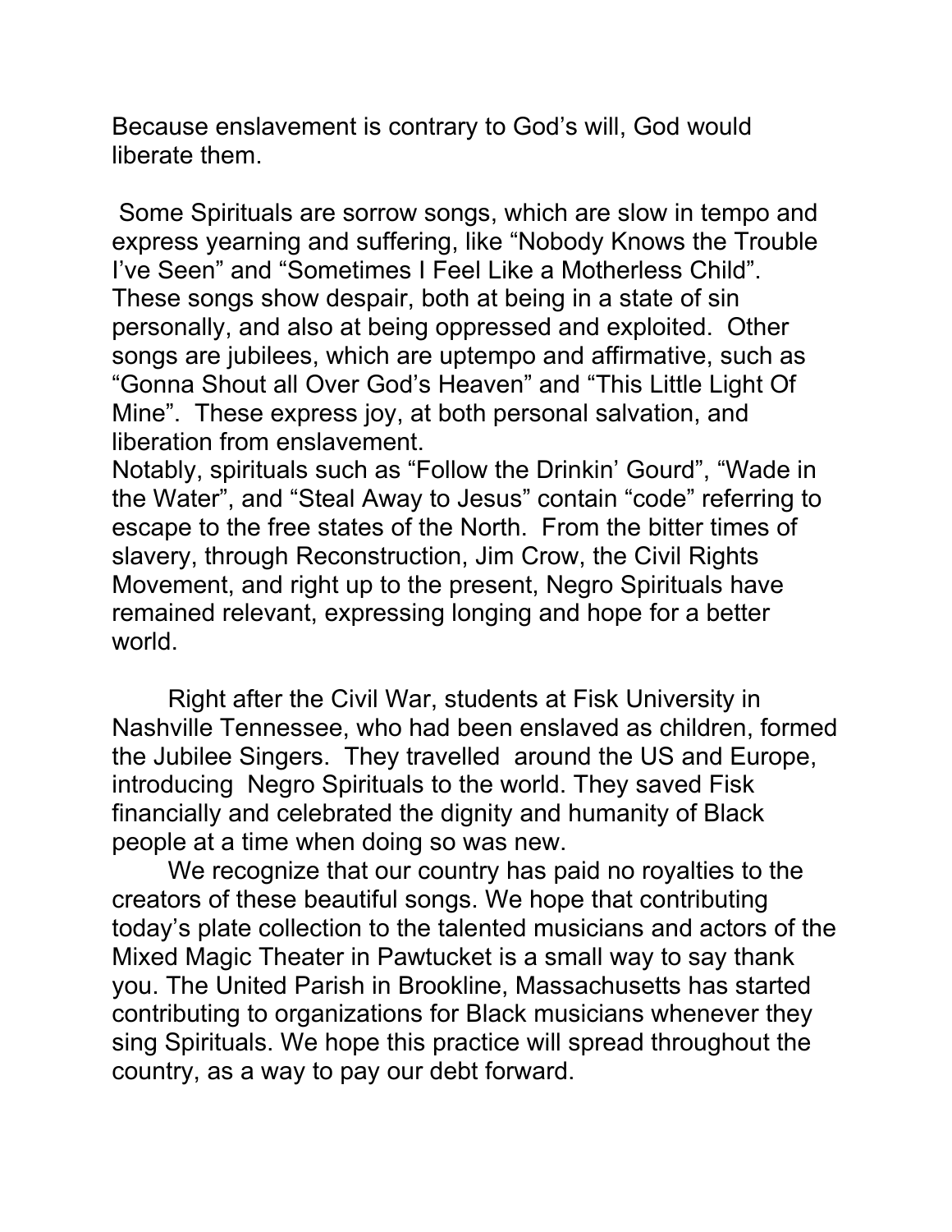Because enslavement is contrary to God's will, God would liberate them.

Some Spirituals are sorrow songs, which are slow in tempo and express yearning and suffering, like "Nobody Knows the Trouble I've Seen" and "Sometimes I Feel Like a Motherless Child". These songs show despair, both at being in a state of sin personally, and also at being oppressed and exploited. Other songs are jubilees, which are uptempo and affirmative, such as "Gonna Shout all Over God's Heaven" and "This Little Light Of Mine". These express joy, at both personal salvation, and liberation from enslavement.
Notably, spirituals such as "Follow the Drinkin' Gourd", "Wade in the Water", and "Steal Away to Jesus" contain "code" referring to escape to the free states of the North. From the bitter times of slavery, through Reconstruction, Jim Crow, the Civil Rights Movement, and right up to the present, Negro Spirituals have remained relevant, expressing longing and hope for a better world.

Right after the Civil War, students at Fisk University in Nashville Tennessee, who had been enslaved as children, formed the Jubilee Singers. They travelled around the US and Europe, introducing Negro Spirituals to the world. They saved Fisk financially and celebrated the dignity and humanity of Black people at a time when doing so was new.

We recognize that our country has paid no royalties to the creators of these beautiful songs. We hope that contributing today's plate collection to the talented musicians and actors of the Mixed Magic Theater in Pawtucket is a small way to say thank you. The United Parish in Brookline, Massachusetts has started contributing to organizations for Black musicians whenever they sing Spirituals. We hope this practice will spread throughout the country, as a way to pay our debt forward.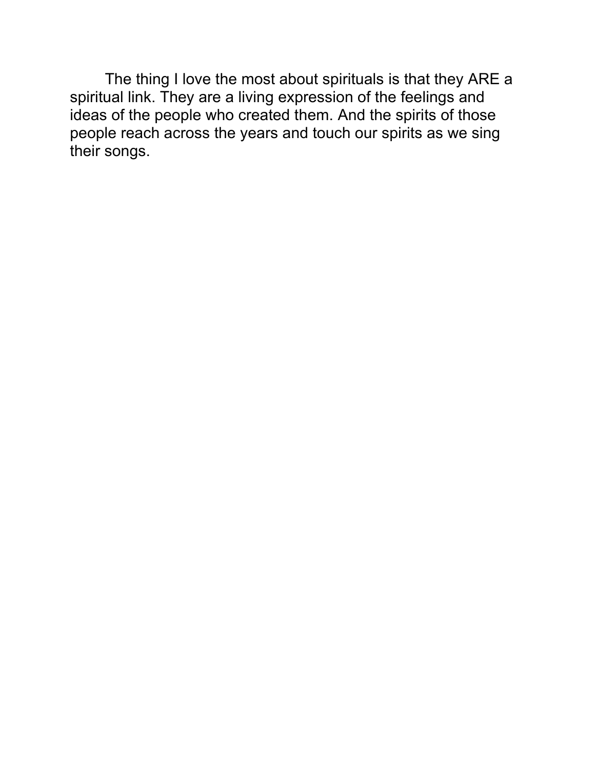The thing I love the most about spirituals is that they ARE a spiritual link. They are a living expression of the feelings and ideas of the people who created them. And the spirits of those people reach across the years and touch our spirits as we sing their songs.